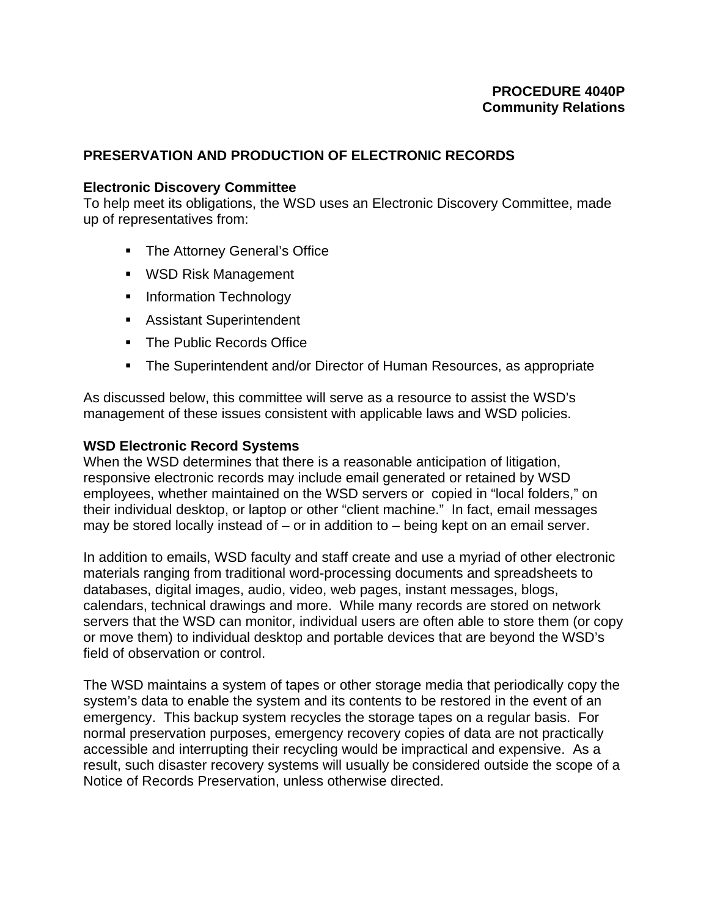**PROCEDURE 4040P**
**Community Relations**

# PRESERVATION AND PRODUCTION OF ELECTRONIC RECORDS

## Electronic Discovery Committee

To help meet its obligations, the WSD uses an Electronic Discovery Committee, made up of representatives from:

- The Attorney General's Office
- WSD Risk Management
- Information Technology
- Assistant Superintendent
- The Public Records Office
- The Superintendent and/or Director of Human Resources, as appropriate

As discussed below, this committee will serve as a resource to assist the WSD's management of these issues consistent with applicable laws and WSD policies.

## WSD Electronic Record Systems

When the WSD determines that there is a reasonable anticipation of litigation, responsive electronic records may include email generated or retained by WSD employees, whether maintained on the WSD servers or copied in "local folders," on their individual desktop, or laptop or other "client machine." In fact, email messages may be stored locally instead of – or in addition to – being kept on an email server.

In addition to emails, WSD faculty and staff create and use a myriad of other electronic materials ranging from traditional word-processing documents and spreadsheets to databases, digital images, audio, video, web pages, instant messages, blogs, calendars, technical drawings and more. While many records are stored on network servers that the WSD can monitor, individual users are often able to store them (or copy or move them) to individual desktop and portable devices that are beyond the WSD's field of observation or control.

The WSD maintains a system of tapes or other storage media that periodically copy the system's data to enable the system and its contents to be restored in the event of an emergency. This backup system recycles the storage tapes on a regular basis. For normal preservation purposes, emergency recovery copies of data are not practically accessible and interrupting their recycling would be impractical and expensive. As a result, such disaster recovery systems will usually be considered outside the scope of a Notice of Records Preservation, unless otherwise directed.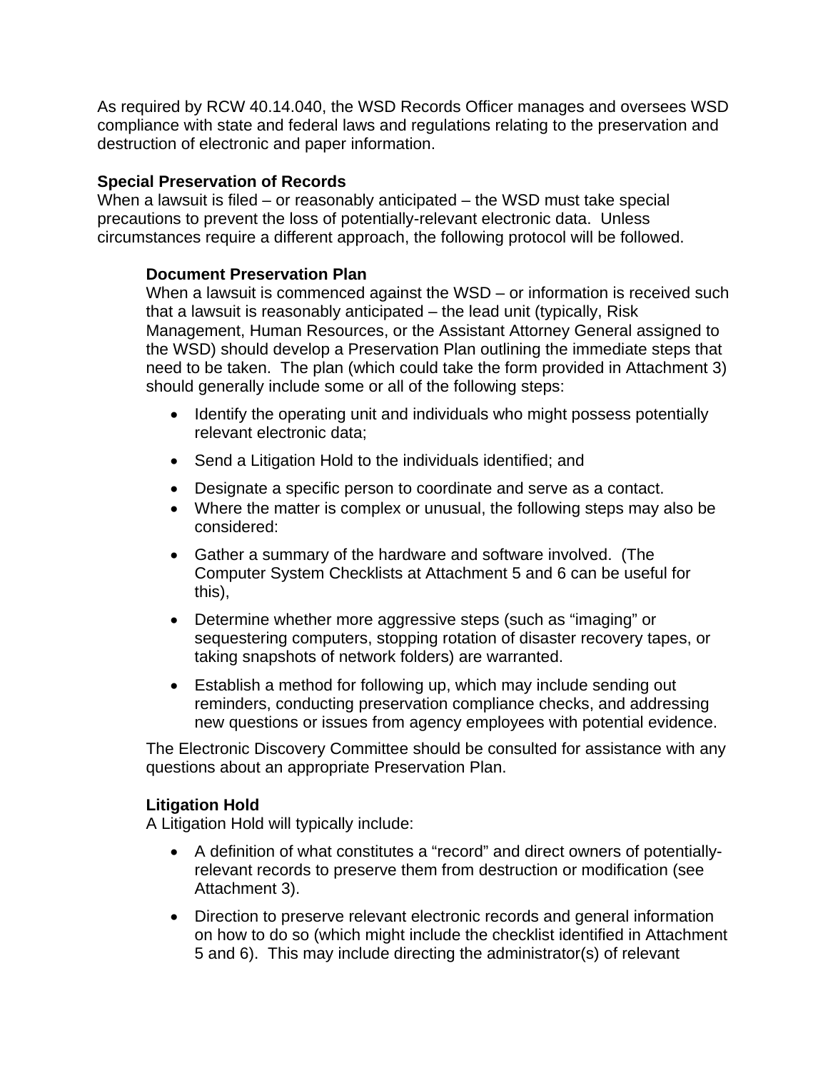As required by RCW 40.14.040, the WSD Records Officer manages and oversees WSD compliance with state and federal laws and regulations relating to the preservation and destruction of electronic and paper information.

### Special Preservation of Records

When a lawsuit is filed – or reasonably anticipated – the WSD must take special precautions to prevent the loss of potentially-relevant electronic data. Unless circumstances require a different approach, the following protocol will be followed.

#### Document Preservation Plan

When a lawsuit is commenced against the WSD – or information is received such that a lawsuit is reasonably anticipated – the lead unit (typically, Risk Management, Human Resources, or the Assistant Attorney General assigned to the WSD) should develop a Preservation Plan outlining the immediate steps that need to be taken. The plan (which could take the form provided in Attachment 3) should generally include some or all of the following steps:

- Identify the operating unit and individuals who might possess potentially relevant electronic data;
- Send a Litigation Hold to the individuals identified; and
- Designate a specific person to coordinate and serve as a contact.
- Where the matter is complex or unusual, the following steps may also be considered:
- Gather a summary of the hardware and software involved. (The Computer System Checklists at Attachment 5 and 6 can be useful for this),
- Determine whether more aggressive steps (such as "imaging" or sequestering computers, stopping rotation of disaster recovery tapes, or taking snapshots of network folders) are warranted.
- Establish a method for following up, which may include sending out reminders, conducting preservation compliance checks, and addressing new questions or issues from agency employees with potential evidence.

The Electronic Discovery Committee should be consulted for assistance with any questions about an appropriate Preservation Plan.

#### Litigation Hold

A Litigation Hold will typically include:

- A definition of what constitutes a "record" and direct owners of potentially-relevant records to preserve them from destruction or modification (see Attachment 3).
- Direction to preserve relevant electronic records and general information on how to do so (which might include the checklist identified in Attachment 5 and 6). This may include directing the administrator(s) of relevant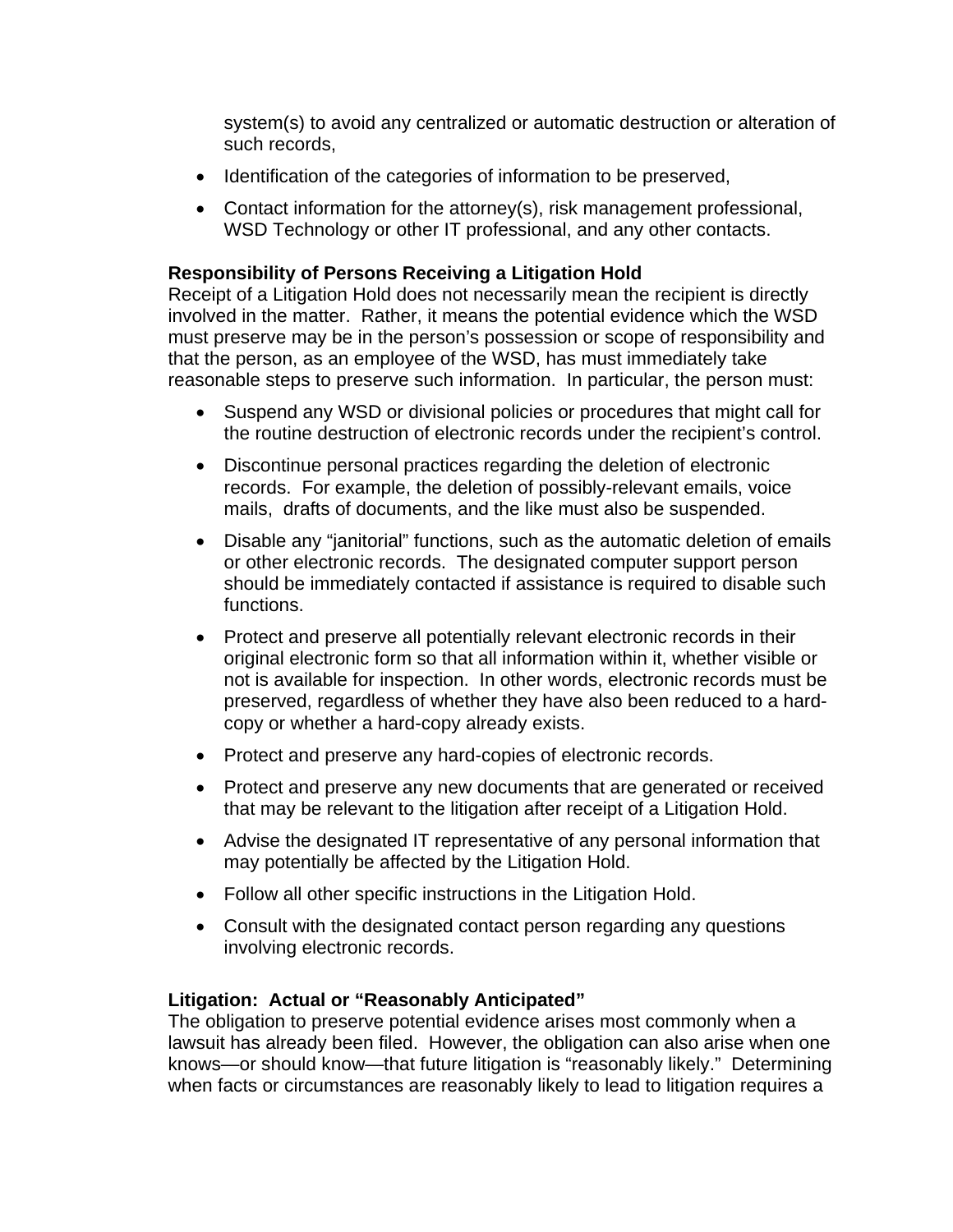system(s) to avoid any centralized or automatic destruction or alteration of such records,

- Identification of the categories of information to be preserved,
- Contact information for the attorney(s), risk management professional, WSD Technology or other IT professional, and any other contacts.

**Responsibility of Persons Receiving a Litigation Hold**

Receipt of a Litigation Hold does not necessarily mean the recipient is directly involved in the matter. Rather, it means the potential evidence which the WSD must preserve may be in the person's possession or scope of responsibility and that the person, as an employee of the WSD, has must immediately take reasonable steps to preserve such information. In particular, the person must:

- Suspend any WSD or divisional policies or procedures that might call for the routine destruction of electronic records under the recipient's control.
- Discontinue personal practices regarding the deletion of electronic records. For example, the deletion of possibly-relevant emails, voice mails, drafts of documents, and the like must also be suspended.
- Disable any "janitorial" functions, such as the automatic deletion of emails or other electronic records. The designated computer support person should be immediately contacted if assistance is required to disable such functions.
- Protect and preserve all potentially relevant electronic records in their original electronic form so that all information within it, whether visible or not is available for inspection. In other words, electronic records must be preserved, regardless of whether they have also been reduced to a hard-copy or whether a hard-copy already exists.
- Protect and preserve any hard-copies of electronic records.
- Protect and preserve any new documents that are generated or received that may be relevant to the litigation after receipt of a Litigation Hold.
- Advise the designated IT representative of any personal information that may potentially be affected by the Litigation Hold.
- Follow all other specific instructions in the Litigation Hold.
- Consult with the designated contact person regarding any questions involving electronic records.

**Litigation: Actual or "Reasonably Anticipated"**

The obligation to preserve potential evidence arises most commonly when a lawsuit has already been filed. However, the obligation can also arise when one knows—or should know—that future litigation is "reasonably likely." Determining when facts or circumstances are reasonably likely to lead to litigation requires a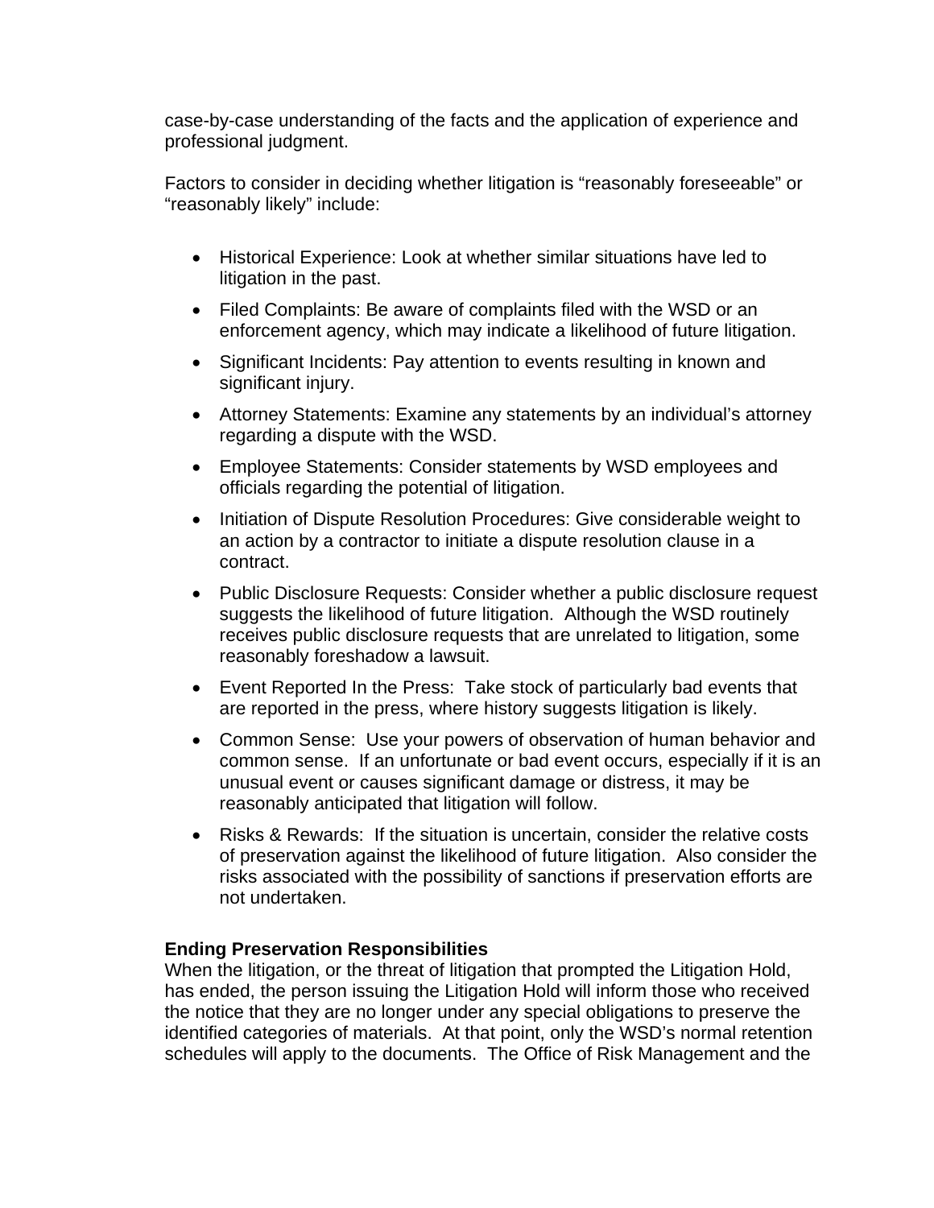case-by-case understanding of the facts and the application of experience and professional judgment.

Factors to consider in deciding whether litigation is "reasonably foreseeable" or "reasonably likely" include:

- Historical Experience: Look at whether similar situations have led to litigation in the past.
- Filed Complaints: Be aware of complaints filed with the WSD or an enforcement agency, which may indicate a likelihood of future litigation.
- Significant Incidents: Pay attention to events resulting in known and significant injury.
- Attorney Statements: Examine any statements by an individual's attorney regarding a dispute with the WSD.
- Employee Statements: Consider statements by WSD employees and officials regarding the potential of litigation.
- Initiation of Dispute Resolution Procedures: Give considerable weight to an action by a contractor to initiate a dispute resolution clause in a contract.
- Public Disclosure Requests: Consider whether a public disclosure request suggests the likelihood of future litigation. Although the WSD routinely receives public disclosure requests that are unrelated to litigation, some reasonably foreshadow a lawsuit.
- Event Reported In the Press: Take stock of particularly bad events that are reported in the press, where history suggests litigation is likely.
- Common Sense: Use your powers of observation of human behavior and common sense. If an unfortunate or bad event occurs, especially if it is an unusual event or causes significant damage or distress, it may be reasonably anticipated that litigation will follow.
- Risks & Rewards: If the situation is uncertain, consider the relative costs of preservation against the likelihood of future litigation. Also consider the risks associated with the possibility of sanctions if preservation efforts are not undertaken.

**Ending Preservation Responsibilities**

When the litigation, or the threat of litigation that prompted the Litigation Hold, has ended, the person issuing the Litigation Hold will inform those who received the notice that they are no longer under any special obligations to preserve the identified categories of materials. At that point, only the WSD's normal retention schedules will apply to the documents. The Office of Risk Management and the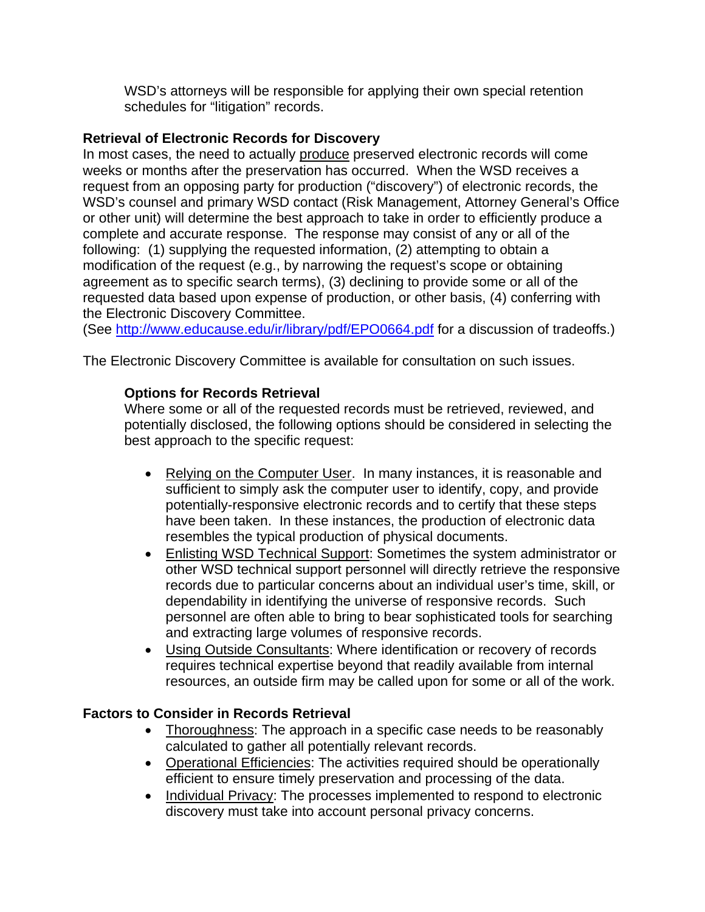WSD's attorneys will be responsible for applying their own special retention schedules for "litigation" records.

**Retrieval of Electronic Records for Discovery**

In most cases, the need to actually <u>produce</u> preserved electronic records will come weeks or months after the preservation has occurred. When the WSD receives a request from an opposing party for production ("discovery") of electronic records, the WSD's counsel and primary WSD contact (Risk Management, Attorney General's Office or other unit) will determine the best approach to take in order to efficiently produce a complete and accurate response. The response may consist of any or all of the following: (1) supplying the requested information, (2) attempting to obtain a modification of the request (e.g., by narrowing the request's scope or obtaining agreement as to specific search terms), (3) declining to provide some or all of the requested data based upon expense of production, or other basis, (4) conferring with the Electronic Discovery Committee.
(See [http://www.educause.edu/ir/library/pdf/EPO0664.pdf](http://www.educause.edu/ir/library/pdf/EPO0664.pdf) for a discussion of tradeoffs.)

The Electronic Discovery Committee is available for consultation on such issues.

**Options for Records Retrieval**

Where some or all of the requested records must be retrieved, reviewed, and potentially disclosed, the following options should be considered in selecting the best approach to the specific request:

- <u>Relying on the Computer User</u>. In many instances, it is reasonable and sufficient to simply ask the computer user to identify, copy, and provide potentially-responsive electronic records and to certify that these steps have been taken. In these instances, the production of electronic data resembles the typical production of physical documents.
- <u>Enlisting WSD Technical Support</u>: Sometimes the system administrator or other WSD technical support personnel will directly retrieve the responsive records due to particular concerns about an individual user's time, skill, or dependability in identifying the universe of responsive records. Such personnel are often able to bring to bear sophisticated tools for searching and extracting large volumes of responsive records.
- <u>Using Outside Consultants</u>: Where identification or recovery of records requires technical expertise beyond that readily available from internal resources, an outside firm may be called upon for some or all of the work.

**Factors to Consider in Records Retrieval**

- <u>Thoroughness</u>: The approach in a specific case needs to be reasonably calculated to gather all potentially relevant records.
- <u>Operational Efficiencies</u>: The activities required should be operationally efficient to ensure timely preservation and processing of the data.
- <u>Individual Privacy</u>: The processes implemented to respond to electronic discovery must take into account personal privacy concerns.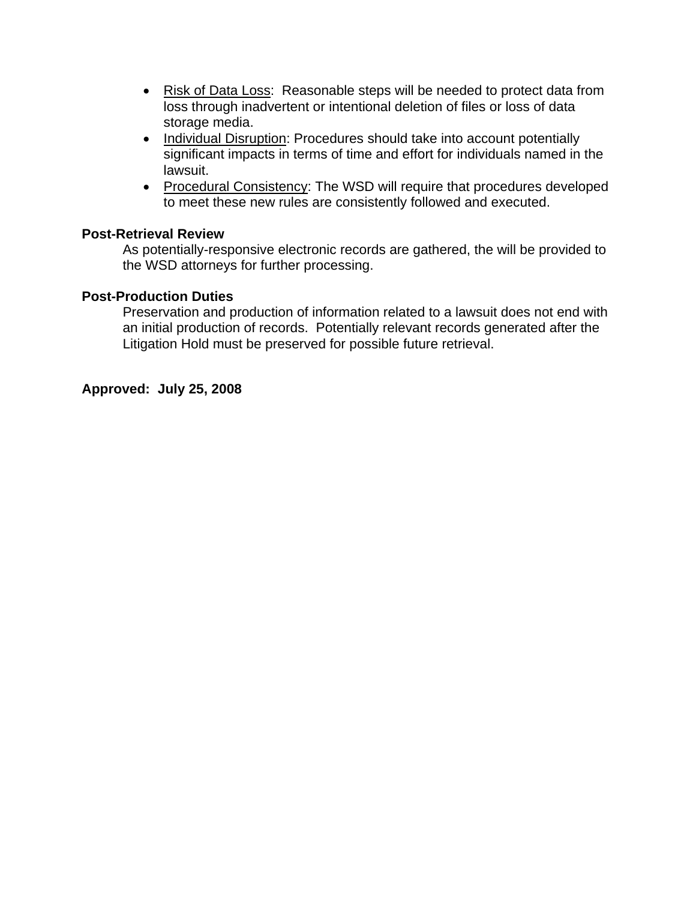- <u>Risk of Data Loss</u>: Reasonable steps will be needed to protect data from loss through inadvertent or intentional deletion of files or loss of data storage media.
- <u>Individual Disruption</u>: Procedures should take into account potentially significant impacts in terms of time and effort for individuals named in the lawsuit.
- <u>Procedural Consistency</u>: The WSD will require that procedures developed to meet these new rules are consistently followed and executed.

**Post-Retrieval Review**

As potentially-responsive electronic records are gathered, the will be provided to the WSD attorneys for further processing.

**Post-Production Duties**

Preservation and production of information related to a lawsuit does not end with an initial production of records. Potentially relevant records generated after the Litigation Hold must be preserved for possible future retrieval.

**Approved: July 25, 2008**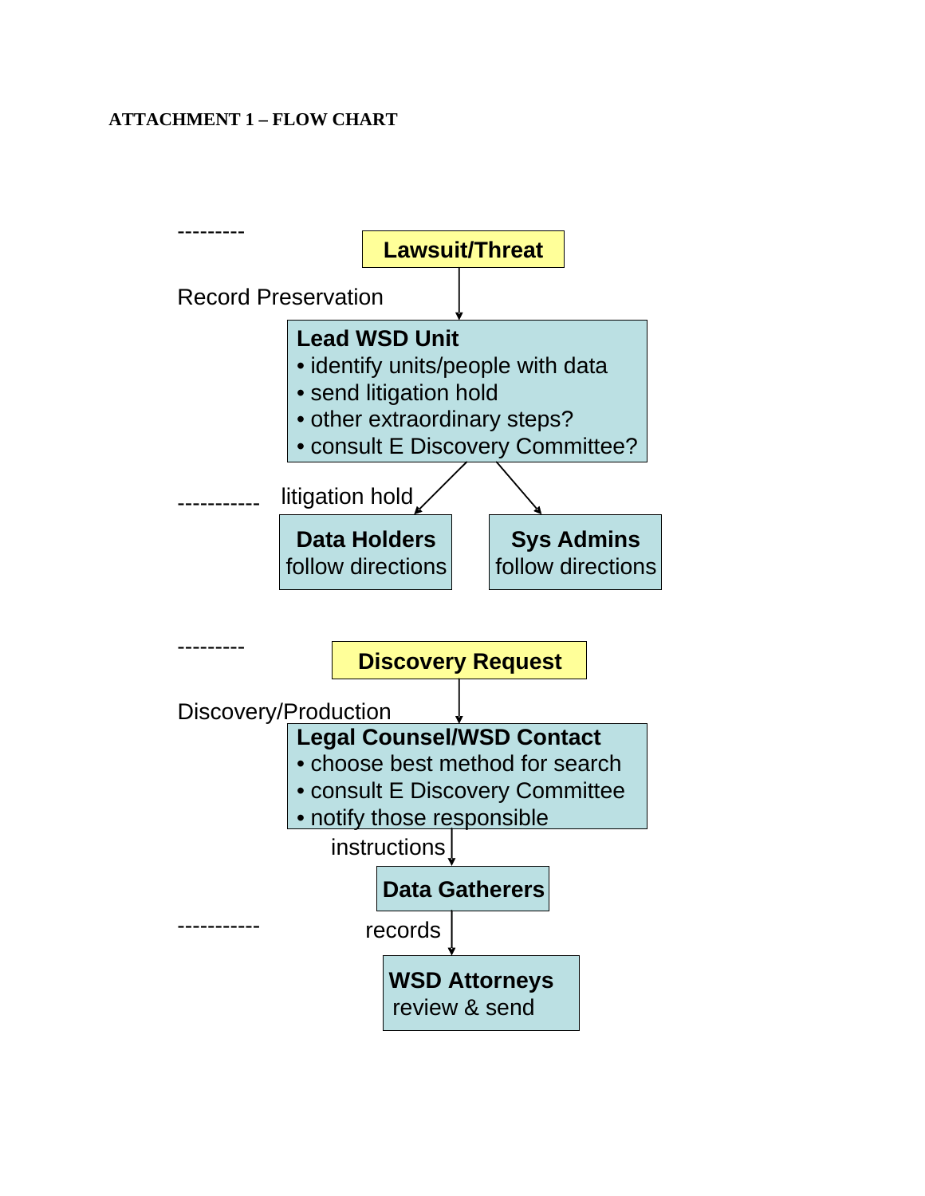**ATTACHMENT 1 – FLOW CHART**

---------

**Record Preservation**

**Lawsuit/Threat**

↓

**Lead WSD Unit**
- identify units/people with data
- send litigation hold
- other extraordinary steps?
- consult E Discovery Committee?

↓ litigation hold

-----------

| **Data Holders** follow directions | **Sys Admins** follow directions |
|---|---|

---------

**Discovery/Production**

**Discovery Request**

↓

**Legal Counsel/WSD Contact**
- choose best method for search
- consult E Discovery Committee
- notify those responsible

↓ instructions

**Data Gatherers**

↓ records

-----------

**WSD Attorneys** review & send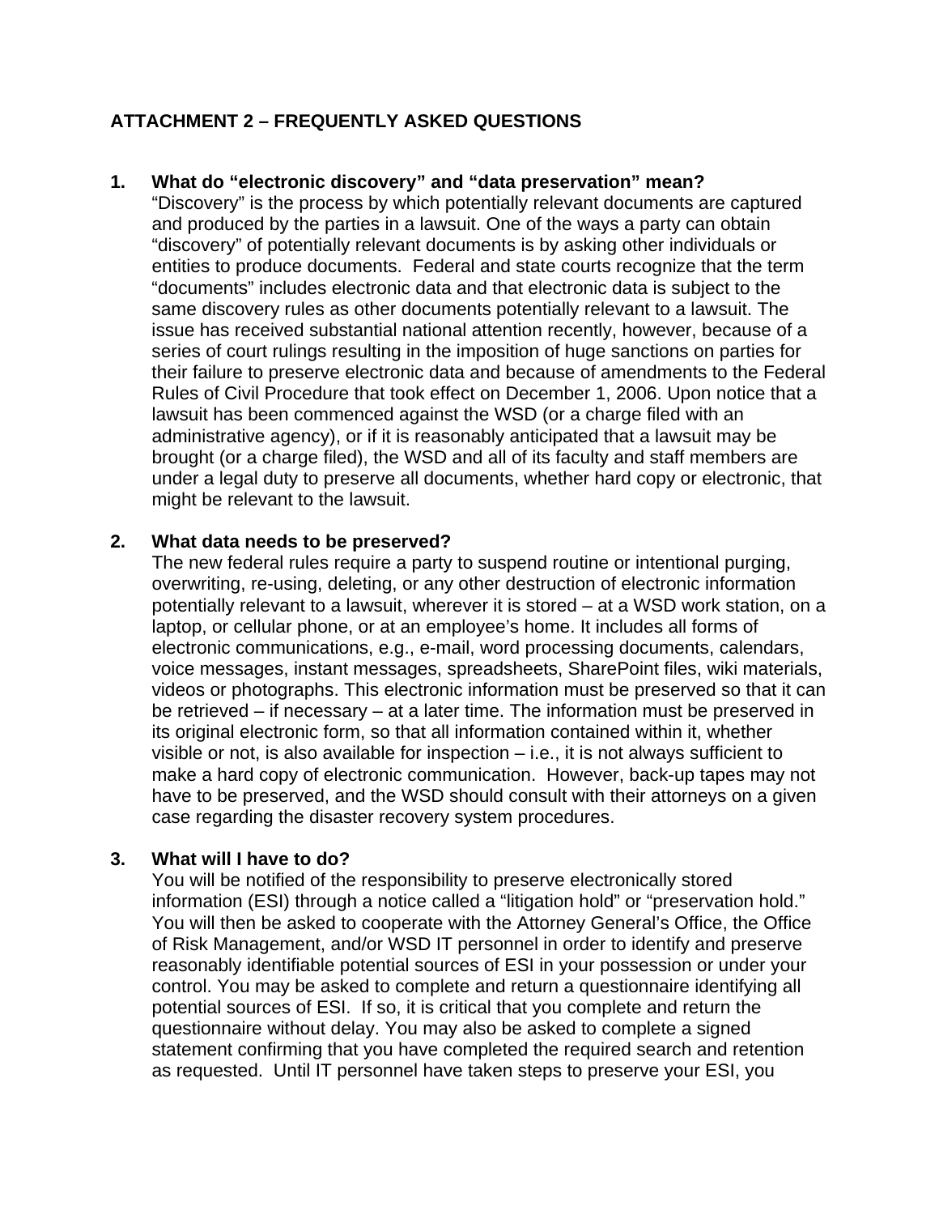## ATTACHMENT 2 – FREQUENTLY ASKED QUESTIONS

**1. What do "electronic discovery" and "data preservation" mean?**

"Discovery" is the process by which potentially relevant documents are captured and produced by the parties in a lawsuit. One of the ways a party can obtain "discovery" of potentially relevant documents is by asking other individuals or entities to produce documents. Federal and state courts recognize that the term "documents" includes electronic data and that electronic data is subject to the same discovery rules as other documents potentially relevant to a lawsuit. The issue has received substantial national attention recently, however, because of a series of court rulings resulting in the imposition of huge sanctions on parties for their failure to preserve electronic data and because of amendments to the Federal Rules of Civil Procedure that took effect on December 1, 2006. Upon notice that a lawsuit has been commenced against the WSD (or a charge filed with an administrative agency), or if it is reasonably anticipated that a lawsuit may be brought (or a charge filed), the WSD and all of its faculty and staff members are under a legal duty to preserve all documents, whether hard copy or electronic, that might be relevant to the lawsuit.

**2. What data needs to be preserved?**

The new federal rules require a party to suspend routine or intentional purging, overwriting, re-using, deleting, or any other destruction of electronic information potentially relevant to a lawsuit, wherever it is stored – at a WSD work station, on a laptop, or cellular phone, or at an employee's home. It includes all forms of electronic communications, e.g., e-mail, word processing documents, calendars, voice messages, instant messages, spreadsheets, SharePoint files, wiki materials, videos or photographs. This electronic information must be preserved so that it can be retrieved – if necessary – at a later time. The information must be preserved in its original electronic form, so that all information contained within it, whether visible or not, is also available for inspection – i.e., it is not always sufficient to make a hard copy of electronic communication. However, back-up tapes may not have to be preserved, and the WSD should consult with their attorneys on a given case regarding the disaster recovery system procedures.

**3. What will I have to do?**

You will be notified of the responsibility to preserve electronically stored information (ESI) through a notice called a "litigation hold" or "preservation hold." You will then be asked to cooperate with the Attorney General's Office, the Office of Risk Management, and/or WSD IT personnel in order to identify and preserve reasonably identifiable potential sources of ESI in your possession or under your control. You may be asked to complete and return a questionnaire identifying all potential sources of ESI. If so, it is critical that you complete and return the questionnaire without delay. You may also be asked to complete a signed statement confirming that you have completed the required search and retention as requested. Until IT personnel have taken steps to preserve your ESI, you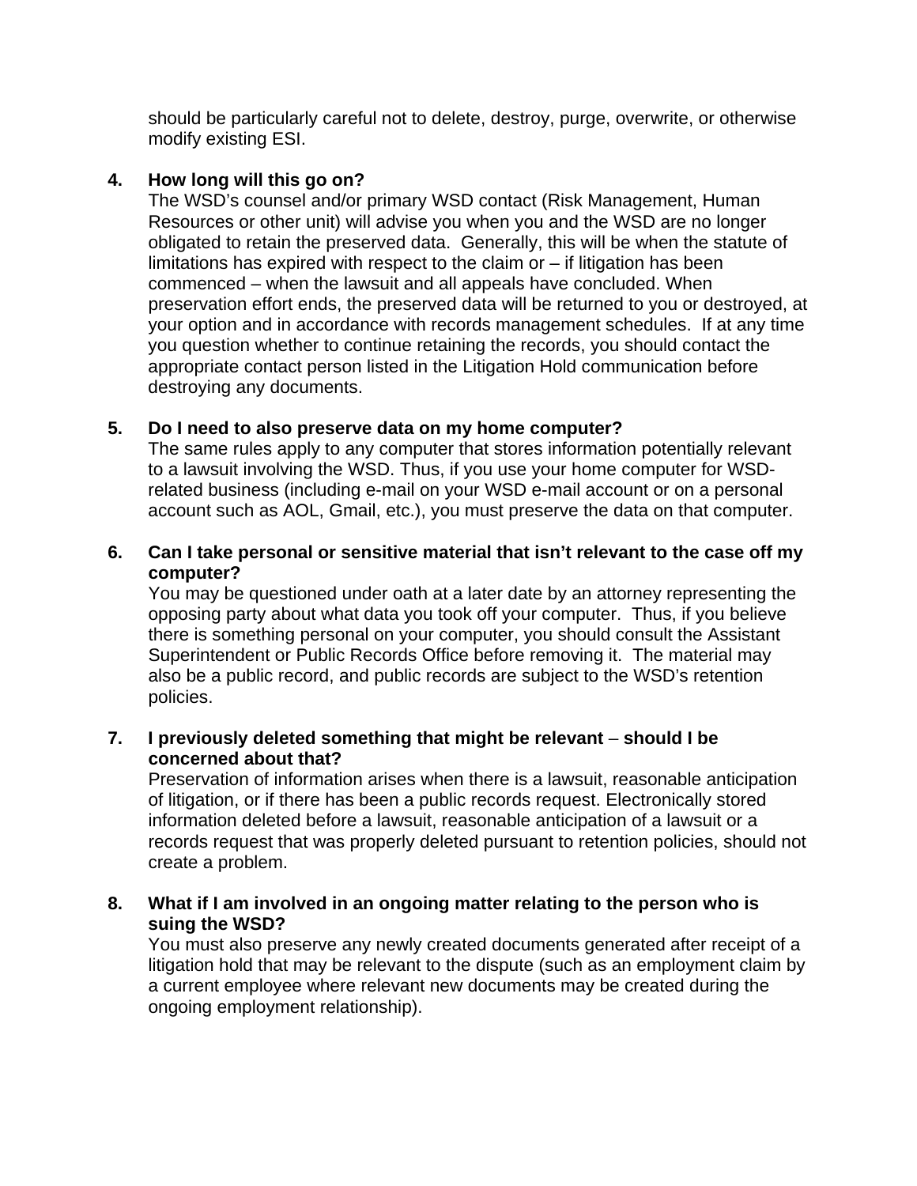should be particularly careful not to delete, destroy, purge, overwrite, or otherwise modify existing ESI.

4. **How long will this go on?**
   The WSD's counsel and/or primary WSD contact (Risk Management, Human Resources or other unit) will advise you when you and the WSD are no longer obligated to retain the preserved data. Generally, this will be when the statute of limitations has expired with respect to the claim or – if litigation has been commenced – when the lawsuit and all appeals have concluded. When preservation effort ends, the preserved data will be returned to you or destroyed, at your option and in accordance with records management schedules. If at any time you question whether to continue retaining the records, you should contact the appropriate contact person listed in the Litigation Hold communication before destroying any documents.

5. **Do I need to also preserve data on my home computer?**
   The same rules apply to any computer that stores information potentially relevant to a lawsuit involving the WSD. Thus, if you use your home computer for WSD-related business (including e-mail on your WSD e-mail account or on a personal account such as AOL, Gmail, etc.), you must preserve the data on that computer.

6. **Can I take personal or sensitive material that isn't relevant to the case off my computer?**
   You may be questioned under oath at a later date by an attorney representing the opposing party about what data you took off your computer. Thus, if you believe there is something personal on your computer, you should consult the Assistant Superintendent or Public Records Office before removing it. The material may also be a public record, and public records are subject to the WSD's retention policies.

7. **I previously deleted something that might be relevant – should I be concerned about that?**
   Preservation of information arises when there is a lawsuit, reasonable anticipation of litigation, or if there has been a public records request. Electronically stored information deleted before a lawsuit, reasonable anticipation of a lawsuit or a records request that was properly deleted pursuant to retention policies, should not create a problem.

8. **What if I am involved in an ongoing matter relating to the person who is suing the WSD?**
   You must also preserve any newly created documents generated after receipt of a litigation hold that may be relevant to the dispute (such as an employment claim by a current employee where relevant new documents may be created during the ongoing employment relationship).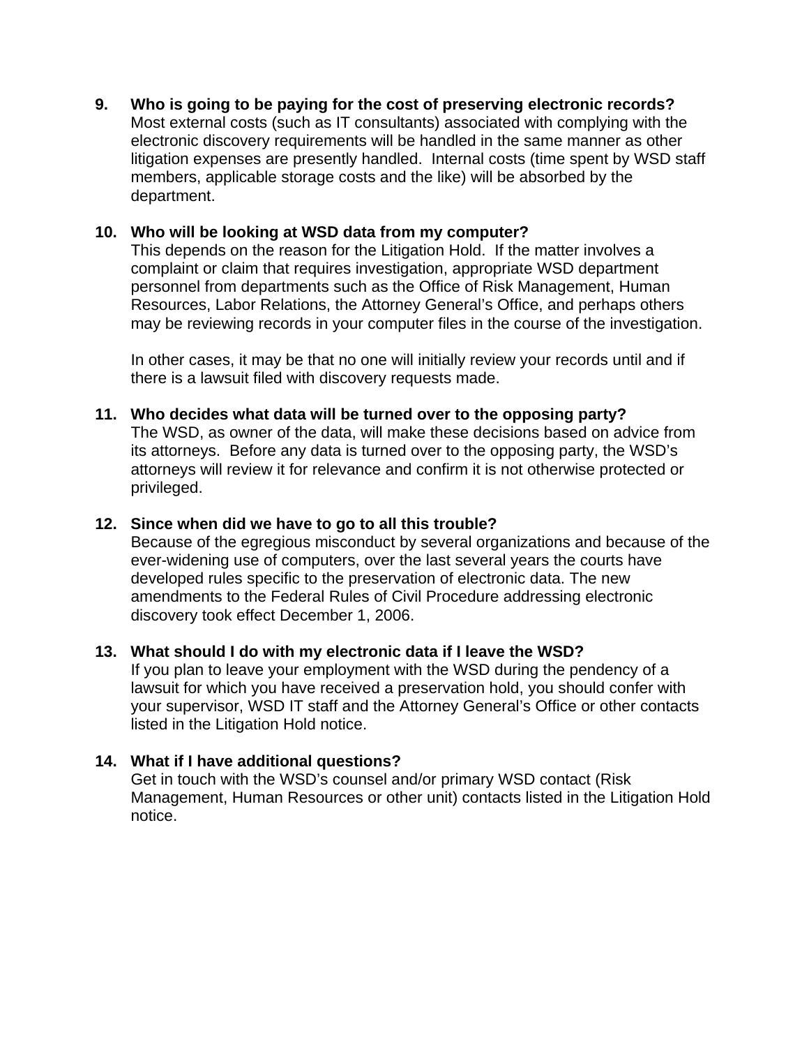9. **Who is going to be paying for the cost of preserving electronic records?**
   Most external costs (such as IT consultants) associated with complying with the electronic discovery requirements will be handled in the same manner as other litigation expenses are presently handled. Internal costs (time spent by WSD staff members, applicable storage costs and the like) will be absorbed by the department.

10. **Who will be looking at WSD data from my computer?**
    This depends on the reason for the Litigation Hold. If the matter involves a complaint or claim that requires investigation, appropriate WSD department personnel from departments such as the Office of Risk Management, Human Resources, Labor Relations, the Attorney General's Office, and perhaps others may be reviewing records in your computer files in the course of the investigation.

    In other cases, it may be that no one will initially review your records until and if there is a lawsuit filed with discovery requests made.

11. **Who decides what data will be turned over to the opposing party?**
    The WSD, as owner of the data, will make these decisions based on advice from its attorneys. Before any data is turned over to the opposing party, the WSD's attorneys will review it for relevance and confirm it is not otherwise protected or privileged.

12. **Since when did we have to go to all this trouble?**
    Because of the egregious misconduct by several organizations and because of the ever-widening use of computers, over the last several years the courts have developed rules specific to the preservation of electronic data. The new amendments to the Federal Rules of Civil Procedure addressing electronic discovery took effect December 1, 2006.

13. **What should I do with my electronic data if I leave the WSD?**
    If you plan to leave your employment with the WSD during the pendency of a lawsuit for which you have received a preservation hold, you should confer with your supervisor, WSD IT staff and the Attorney General's Office or other contacts listed in the Litigation Hold notice.

14. **What if I have additional questions?**
    Get in touch with the WSD's counsel and/or primary WSD contact (Risk Management, Human Resources or other unit) contacts listed in the Litigation Hold notice.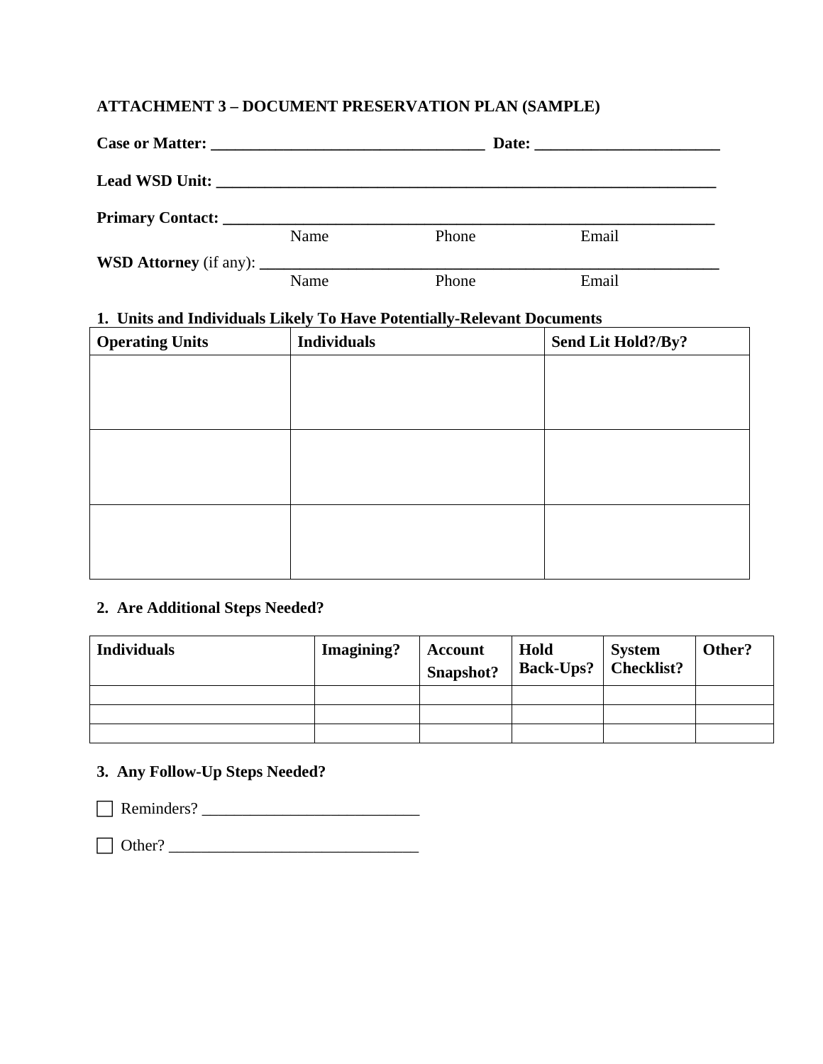**ATTACHMENT 3 – DOCUMENT PRESERVATION PLAN (SAMPLE)**

**Case or Matter: __________________________________ Date: _______________________**

**Lead WSD Unit: ______________________________________________________________**

**Primary Contact: _____________________________________________________________**
Name Phone Email

**WSD Attorney** (if any): ________________________________________________________
Name Phone Email

**1. Units and Individuals Likely To Have Potentially-Relevant Documents**

| Operating Units | Individuals | Send Lit Hold?/By? |
|---|---|---|
| | | |
| | | |
| | | |

**2. Are Additional Steps Needed?**

| Individuals | Imagining? | Account Snapshot? | Hold Back-Ups? | System Checklist? | Other? |
|---|---|---|---|---|---|
| | | | | | |
| | | | | | |
| | | | | | |

**3. Any Follow-Up Steps Needed?**

☐ Reminders? ___________________________

☐ Other? _______________________________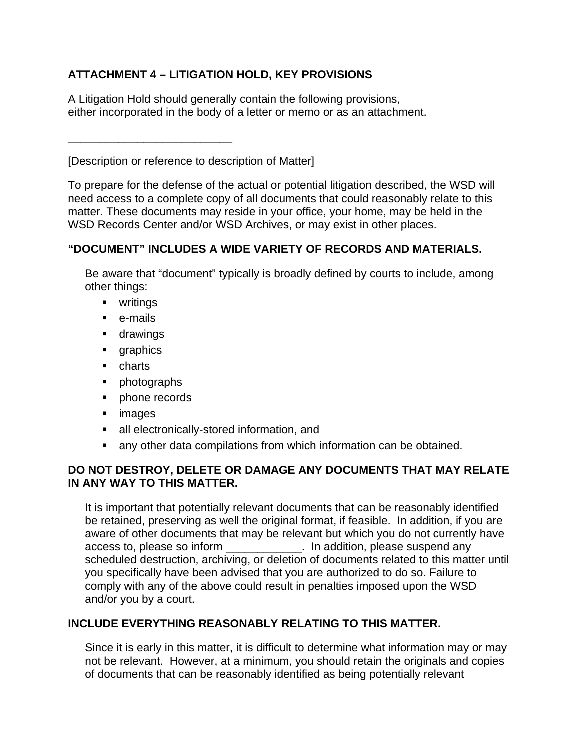**ATTACHMENT 4 – LITIGATION HOLD, KEY PROVISIONS**

A Litigation Hold should generally contain the following provisions, either incorporated in the body of a letter or memo or as an attachment.

___________________________

[Description or reference to description of Matter]

To prepare for the defense of the actual or potential litigation described, the WSD will need access to a complete copy of all documents that could reasonably relate to this matter. These documents may reside in your office, your home, may be held in the WSD Records Center and/or WSD Archives, or may exist in other places.

**"DOCUMENT" INCLUDES A WIDE VARIETY OF RECORDS AND MATERIALS.**

Be aware that "document" typically is broadly defined by courts to include, among other things:

- writings
- e-mails
- drawings
- graphics
- charts
- photographs
- phone records
- images
- all electronically-stored information, and
- any other data compilations from which information can be obtained.

**DO NOT DESTROY, DELETE OR DAMAGE ANY DOCUMENTS THAT MAY RELATE IN ANY WAY TO THIS MATTER.**

It is important that potentially relevant documents that can be reasonably identified be retained, preserving as well the original format, if feasible. In addition, if you are aware of other documents that may be relevant but which you do not currently have access to, please so inform ____________. In addition, please suspend any scheduled destruction, archiving, or deletion of documents related to this matter until you specifically have been advised that you are authorized to do so. Failure to comply with any of the above could result in penalties imposed upon the WSD and/or you by a court.

**INCLUDE EVERYTHING REASONABLY RELATING TO THIS MATTER.**

Since it is early in this matter, it is difficult to determine what information may or may not be relevant. However, at a minimum, you should retain the originals and copies of documents that can be reasonably identified as being potentially relevant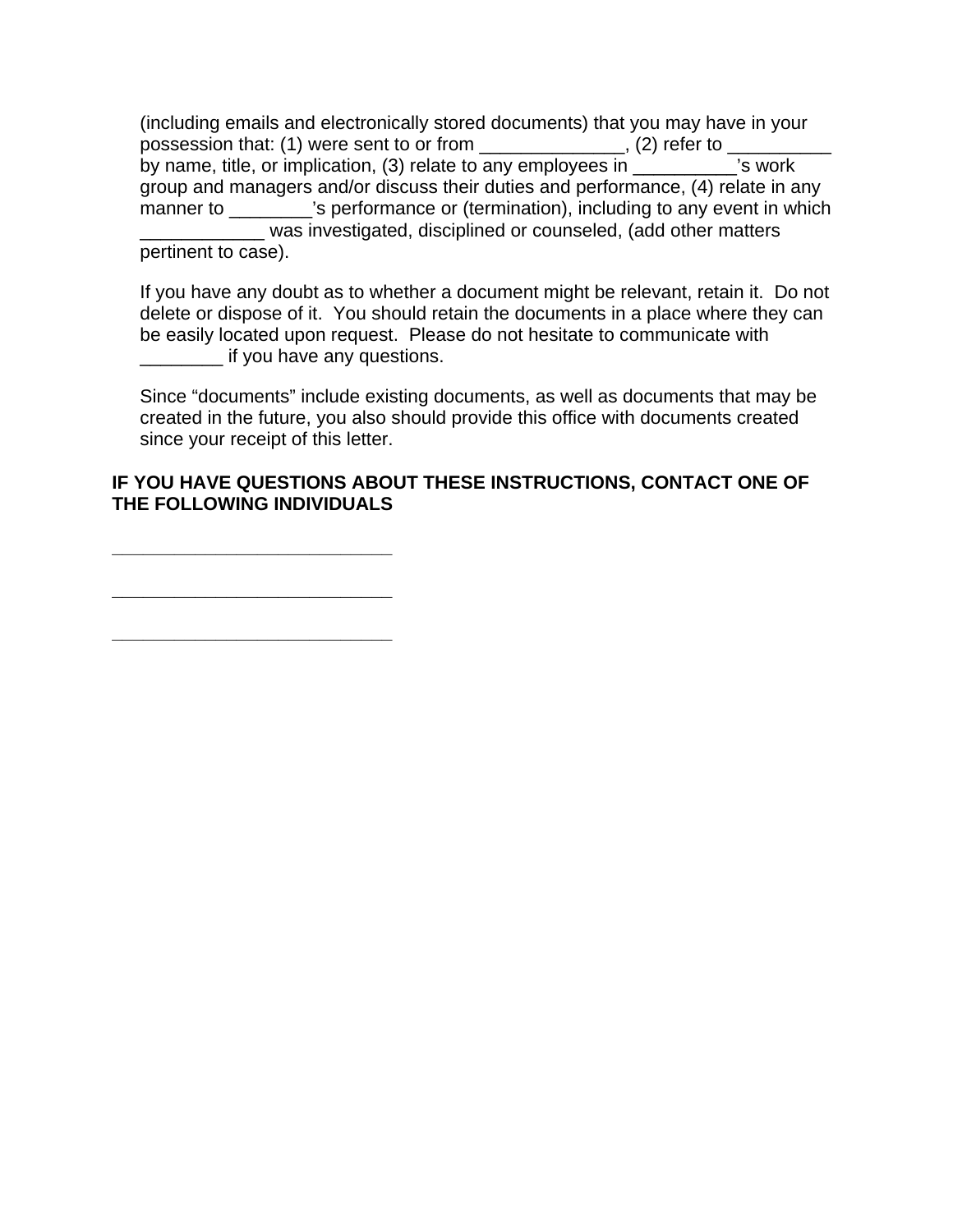(including emails and electronically stored documents) that you may have in your possession that: (1) were sent to or from ______________, (2) refer to __________ by name, title, or implication, (3) relate to any employees in __________'s work group and managers and/or discuss their duties and performance, (4) relate in any manner to ________'s performance or (termination), including to any event in which ____________ was investigated, disciplined or counseled, (add other matters pertinent to case).

If you have any doubt as to whether a document might be relevant, retain it. Do not delete or dispose of it. You should retain the documents in a place where they can be easily located upon request. Please do not hesitate to communicate with ________ if you have any questions.

Since "documents" include existing documents, as well as documents that may be created in the future, you also should provide this office with documents created since your receipt of this letter.

**IF YOU HAVE QUESTIONS ABOUT THESE INSTRUCTIONS, CONTACT ONE OF THE FOLLOWING INDIVIDUALS**

____________________________

____________________________

____________________________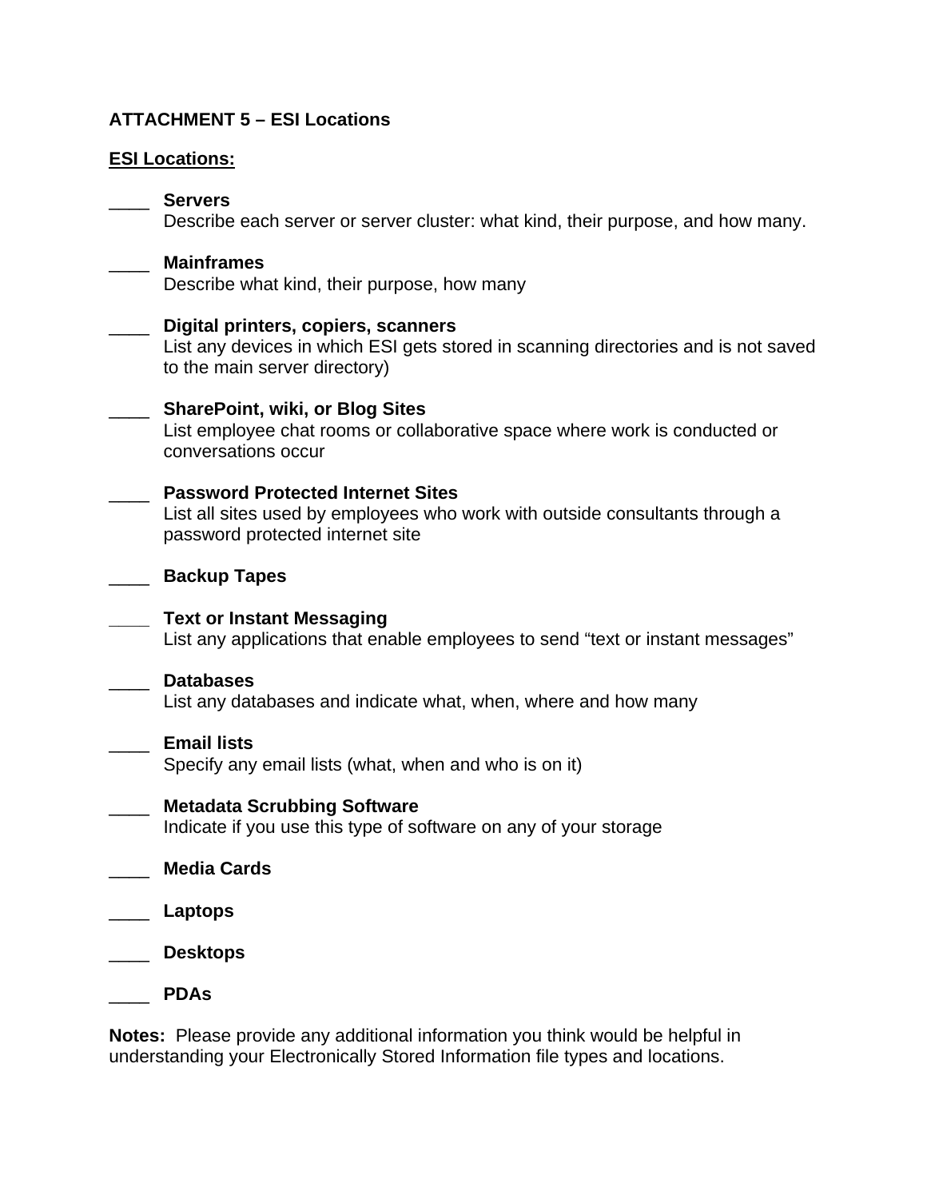**ATTACHMENT 5 – ESI Locations**

**ESI Locations:**

____ **Servers**
Describe each server or server cluster: what kind, their purpose, and how many.

____ **Mainframes**
Describe what kind, their purpose, how many

____ **Digital printers, copiers, scanners**
List any devices in which ESI gets stored in scanning directories and is not saved to the main server directory)

____ **SharePoint, wiki, or Blog Sites**
List employee chat rooms or collaborative space where work is conducted or conversations occur

____ **Password Protected Internet Sites**
List all sites used by employees who work with outside consultants through a password protected internet site

____ **Backup Tapes**

____ **Text or Instant Messaging**
List any applications that enable employees to send "text or instant messages"

____ **Databases**
List any databases and indicate what, when, where and how many

____ **Email lists**
Specify any email lists (what, when and who is on it)

____ **Metadata Scrubbing Software**
Indicate if you use this type of software on any of your storage

____ **Media Cards**

____ **Laptops**

____ **Desktops**

____ **PDAs**

**Notes:** Please provide any additional information you think would be helpful in understanding your Electronically Stored Information file types and locations.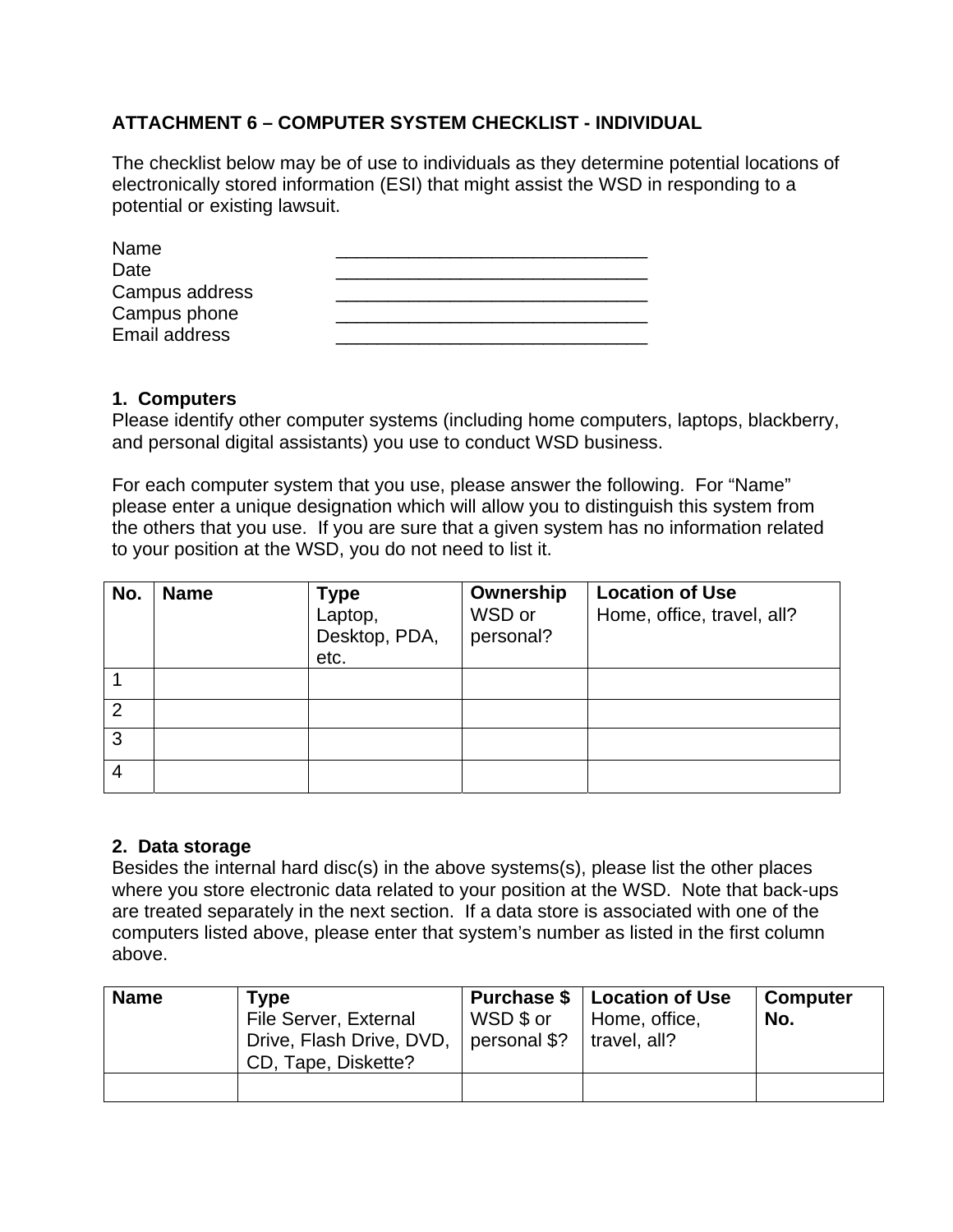## ATTACHMENT 6 – COMPUTER SYSTEM CHECKLIST - INDIVIDUAL

The checklist below may be of use to individuals as they determine potential locations of electronically stored information (ESI) that might assist the WSD in responding to a potential or existing lawsuit.

Name _______________________________
Date _______________________________
Campus address _______________________________
Campus phone _______________________________
Email address _______________________________

### 1. Computers

Please identify other computer systems (including home computers, laptops, blackberry, and personal digital assistants) you use to conduct WSD business.

For each computer system that you use, please answer the following. For "Name" please enter a unique designation which will allow you to distinguish this system from the others that you use. If you are sure that a given system has no information related to your position at the WSD, you do not need to list it.

| No. | Name | **Type** Laptop, Desktop, PDA, etc. | **Ownership** WSD or personal? | **Location of Use** Home, office, travel, all? |
|---|---|---|---|---|
| 1 | | | | |
| 2 | | | | |
| 3 | | | | |
| 4 | | | | |

### 2. Data storage

Besides the internal hard disc(s) in the above systems(s), please list the other places where you store electronic data related to your position at the WSD. Note that back-ups are treated separately in the next section. If a data store is associated with one of the computers listed above, please enter that system's number as listed in the first column above.

| Name | **Type** File Server, External Drive, Flash Drive, DVD, CD, Tape, Diskette? | **Purchase $** WSD $ or personal $? | **Location of Use** Home, office, travel, all? | Computer No. |
|---|---|---|---|---|
| | | | | |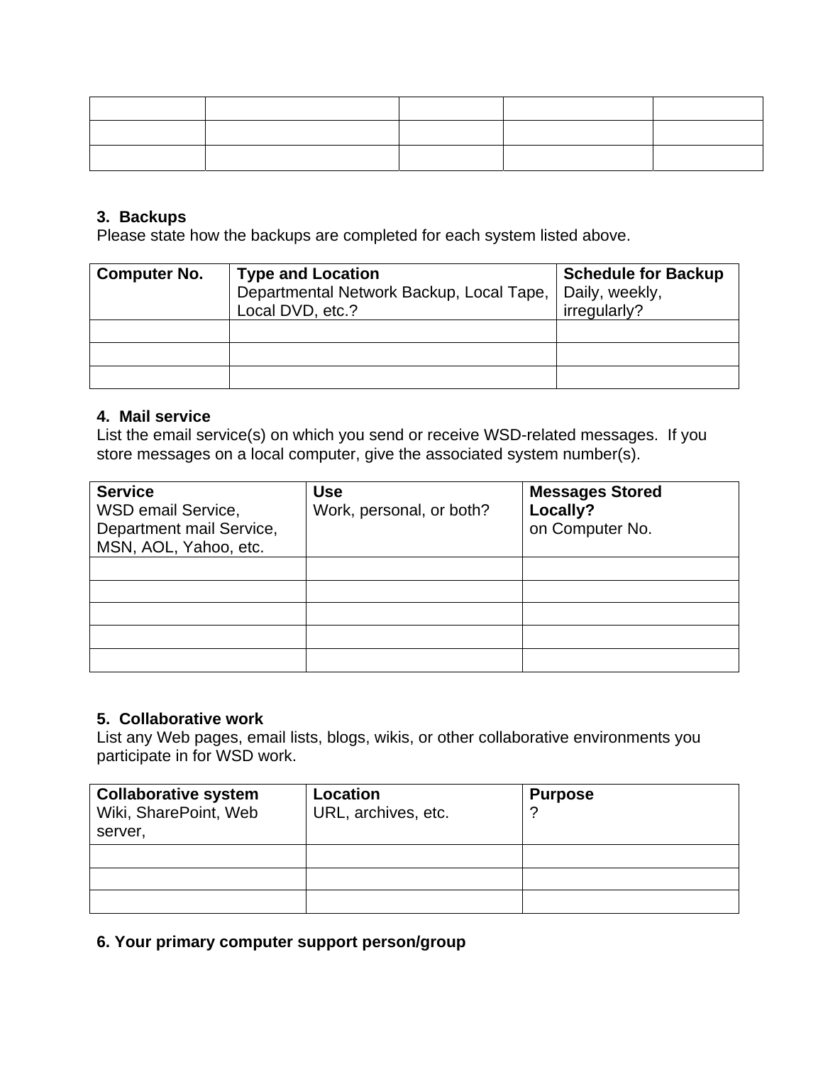| | | | | |
|---|---|---|---|---|
| | | | | |
| | | | | |
| | | | | |

**3. Backups**

Please state how the backups are completed for each system listed above.

| **Computer No.** | **Type and Location** Departmental Network Backup, Local Tape, Local DVD, etc.? | **Schedule for Backup** Daily, weekly, irregularly? |
|---|---|---|
| | | |
| | | |
| | | |

**4. Mail service**

List the email service(s) on which you send or receive WSD-related messages. If you store messages on a local computer, give the associated system number(s).

| **Service** WSD email Service, Department mail Service, MSN, AOL, Yahoo, etc. | **Use** Work, personal, or both? | **Messages Stored Locally?** on Computer No. |
|---|---|---|
| | | |
| | | |
| | | |
| | | |
| | | |

**5. Collaborative work**

List any Web pages, email lists, blogs, wikis, or other collaborative environments you participate in for WSD work.

| **Collaborative system** Wiki, SharePoint, Web server, | **Location** URL, archives, etc. | **Purpose** ? |
|---|---|---|
| | | |
| | | |
| | | |

**6. Your primary computer support person/group**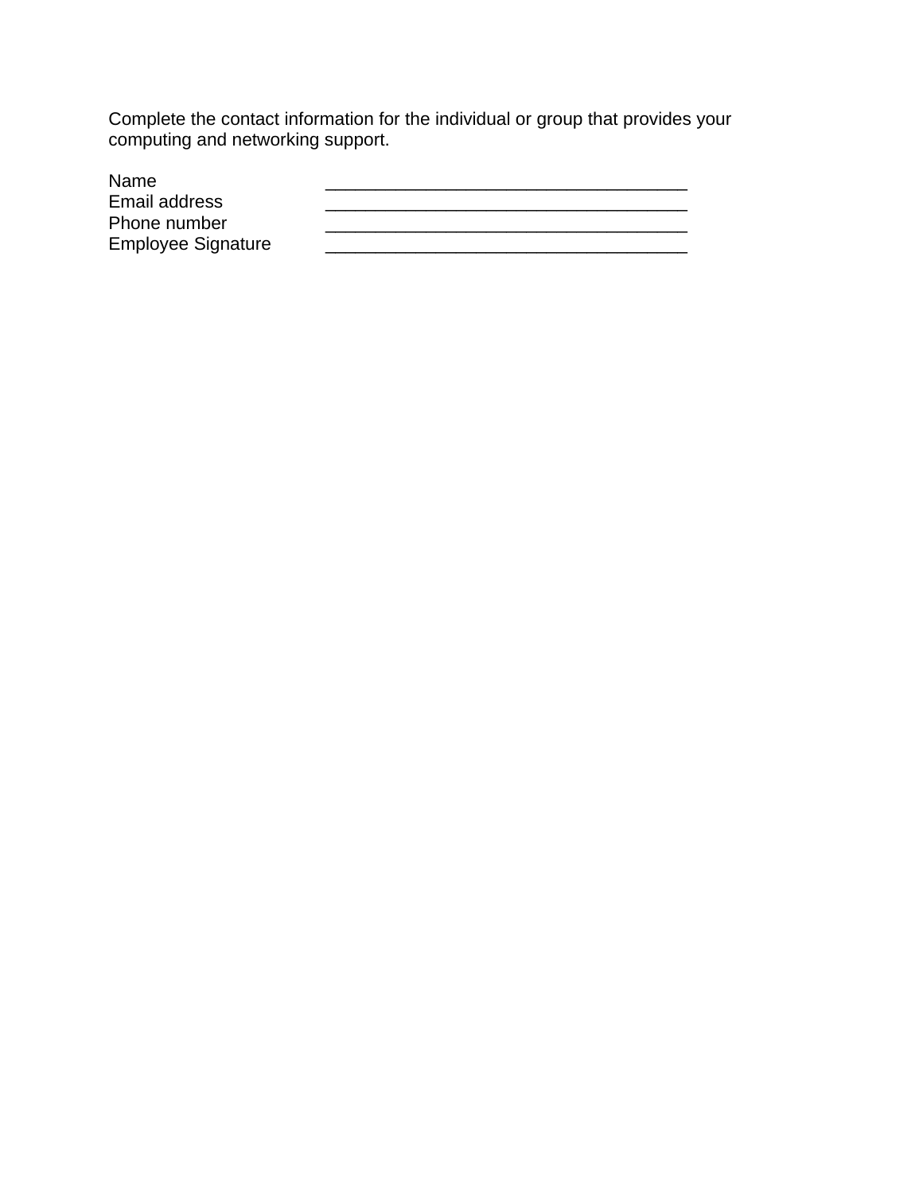Complete the contact information for the individual or group that provides your computing and networking support.

| | |
|---|---|
| Name | ____________________________________ |
| Email address | ____________________________________ |
| Phone number | ____________________________________ |
| Employee Signature | ____________________________________ |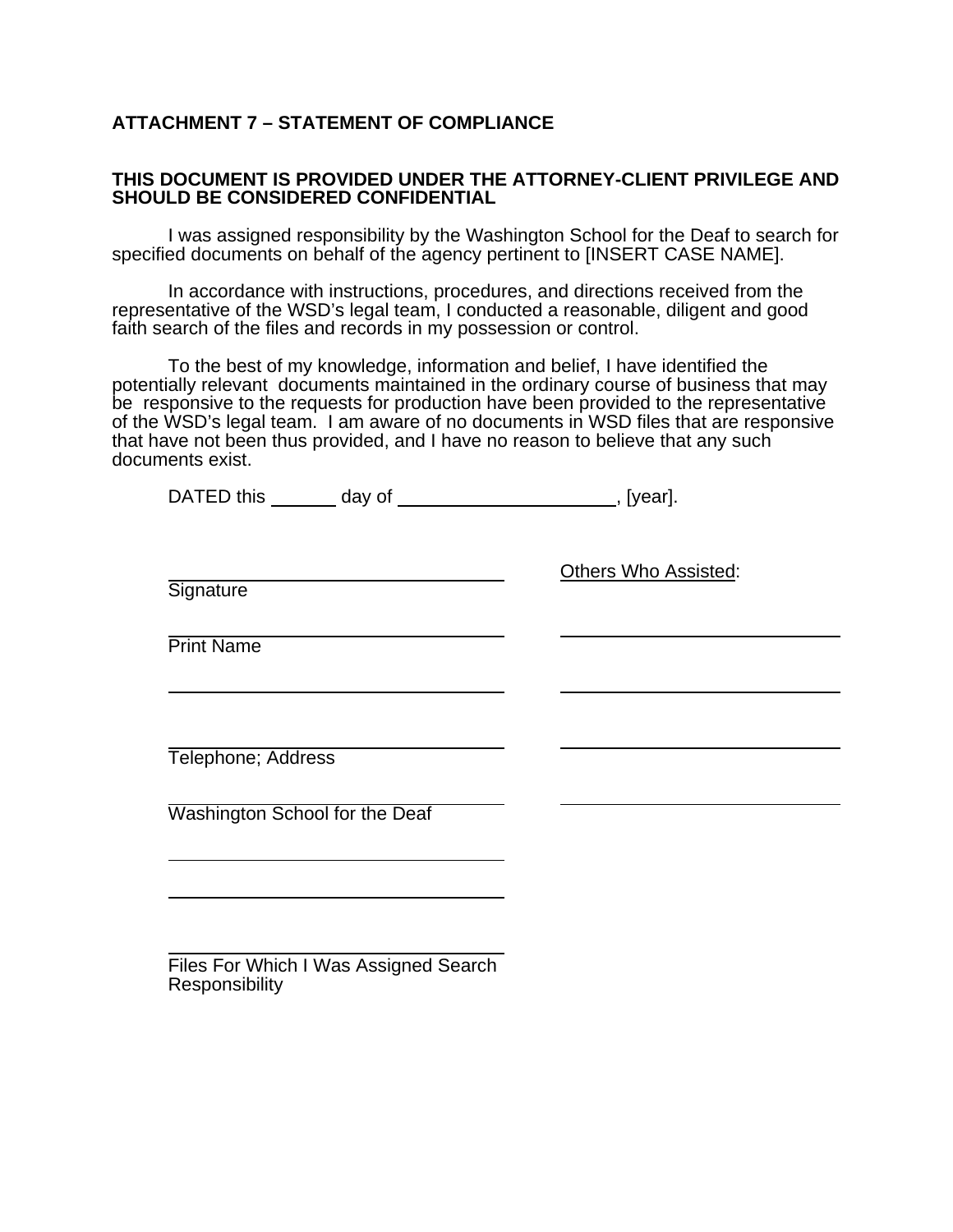## ATTACHMENT 7 – STATEMENT OF COMPLIANCE

**THIS DOCUMENT IS PROVIDED UNDER THE ATTORNEY-CLIENT PRIVILEGE AND SHOULD BE CONSIDERED CONFIDENTIAL**

I was assigned responsibility by the Washington School for the Deaf to search for specified documents on behalf of the agency pertinent to [INSERT CASE NAME].

In accordance with instructions, procedures, and directions received from the representative of the WSD's legal team, I conducted a reasonable, diligent and good faith search of the files and records in my possession or control.

To the best of my knowledge, information and belief, I have identified the potentially relevant documents maintained in the ordinary course of business that may be responsive to the requests for production have been provided to the representative of the WSD's legal team. I am aware of no documents in WSD files that are responsive that have not been thus provided, and I have no reason to believe that any such documents exist.

DATED this ______ day of ____________________, [year].

______________________________
Signature

______________________________
Print Name

______________________________

______________________________
Telephone; Address

______________________________
Washington School for the Deaf

______________________________

______________________________

______________________________
Files For Which I Was Assigned Search Responsibility

Others Who Assisted:

______________________________

______________________________

______________________________

______________________________